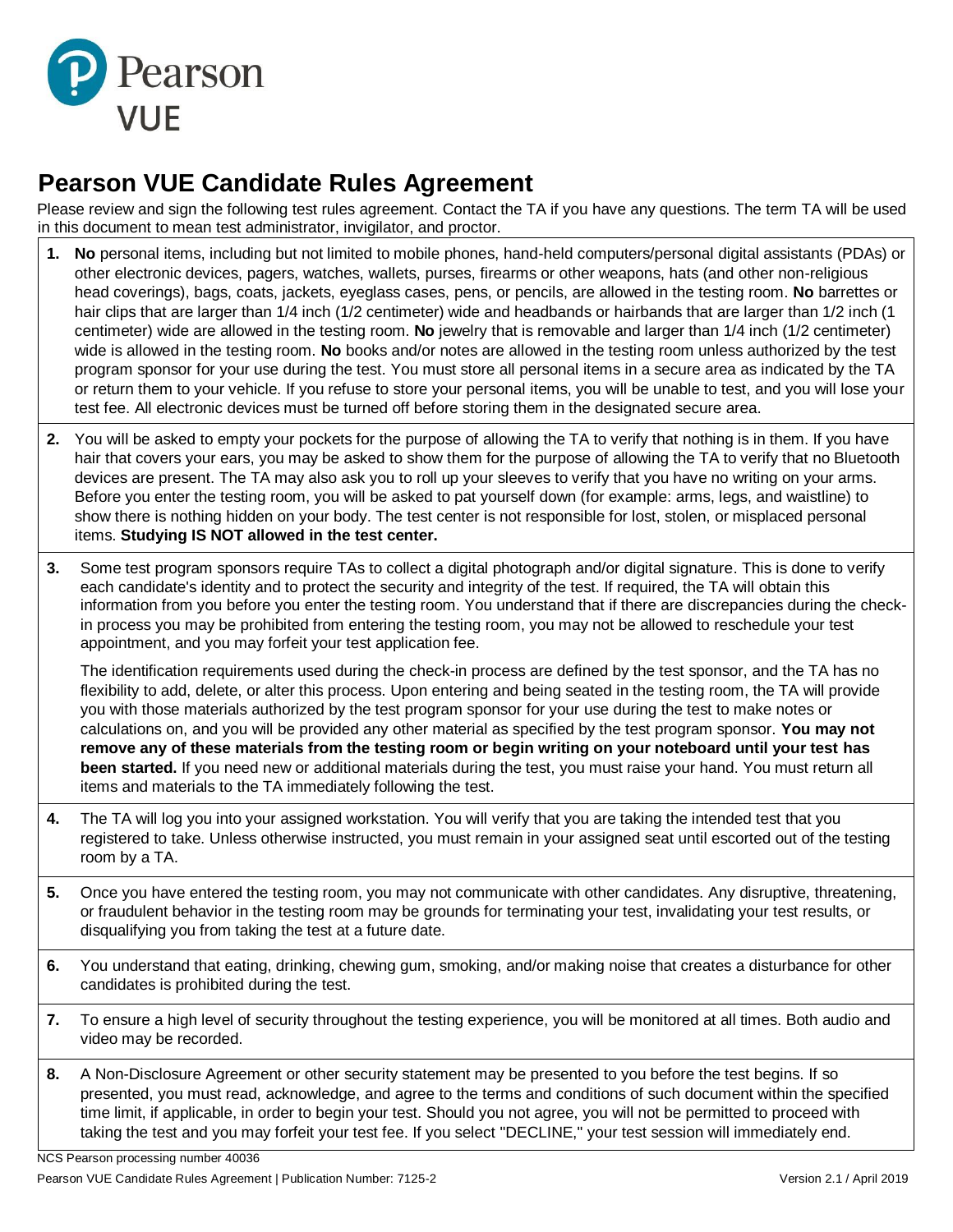# Pearson VUE Candidate Rules Agreement

Please review and sign the following test rules agreement. Contact the TA if you have any questions. The term TA will be used in this document to mean test administrator, invigilator, and proctor.

1. **No** personal items, including but not limited to mobile phones, hand-held computers/personal digital assistants (PDAs) or other electronic devices, pagers, watches, wallets, purses, firearms or other weapons, hats (and other non-religious head coverings), bags, coats, jackets, eyeglass cases, pens, or pencils, are allowed in the testing room. **No** barrettes or hair clips that are larger than 1/4 inch (1/2 centimeter) wide and headbands or hairbands that are larger than 1/2 inch (1 centimeter) wide are allowed in the testing room. **No** jewelry that is removable and larger than 1/4 inch (1/2 centimeter) wide is allowed in the testing room. **No** books and/or notes are allowed in the testing room unless authorized by the test program sponsor for your use during the test. You must store all personal items in a secure area as indicated by the TA or return them to your vehicle. If you refuse to store your personal items, you will be unable to test, and you will lose your test fee. All electronic devices must be turned off before storing them in the designated secure area.

2. You will be asked to empty your pockets for the purpose of allowing the TA to verify that nothing is in them. If you have hair that covers your ears, you may be asked to show them for the purpose of allowing the TA to verify that no Bluetooth devices are present. The TA may also ask you to roll up your sleeves to verify that you have no writing on your arms. Before you enter the testing room, you will be asked to pat yourself down (for example: arms, legs, and waistline) to show there is nothing hidden on your body. The test center is not responsible for lost, stolen, or misplaced personal items. **Studying IS NOT allowed in the test center.**

3. Some test program sponsors require TAs to collect a digital photograph and/or digital signature. This is done to verify each candidate's identity and to protect the security and integrity of the test. If required, the TA will obtain this information from you before you enter the testing room. You understand that if there are discrepancies during the check-in process you may be prohibited from entering the testing room, you may not be allowed to reschedule your test appointment, and you may forfeit your test application fee.

   The identification requirements used during the check-in process are defined by the test sponsor, and the TA has no flexibility to add, delete, or alter this process. Upon entering and being seated in the testing room, the TA will provide you with those materials authorized by the test program sponsor for your use during the test to make notes or calculations on, and you will be provided any other material as specified by the test program sponsor. **You may not remove any of these materials from the testing room or begin writing on your noteboard until your test has been started.** If you need new or additional materials during the test, you must raise your hand. You must return all items and materials to the TA immediately following the test.

4. The TA will log you into your assigned workstation. You will verify that you are taking the intended test that you registered to take. Unless otherwise instructed, you must remain in your assigned seat until escorted out of the testing room by a TA.

5. Once you have entered the testing room, you may not communicate with other candidates. Any disruptive, threatening, or fraudulent behavior in the testing room may be grounds for terminating your test, invalidating your test results, or disqualifying you from taking the test at a future date.

6. You understand that eating, drinking, chewing gum, smoking, and/or making noise that creates a disturbance for other candidates is prohibited during the test.

7. To ensure a high level of security throughout the testing experience, you will be monitored at all times. Both audio and video may be recorded.

8. A Non-Disclosure Agreement or other security statement may be presented to you before the test begins. If so presented, you must read, acknowledge, and agree to the terms and conditions of such document within the specified time limit, if applicable, in order to begin your test. Should you not agree, you will not be permitted to proceed with taking the test and you may forfeit your test fee. If you select "DECLINE," your test session will immediately end.

NCS Pearson processing number 40036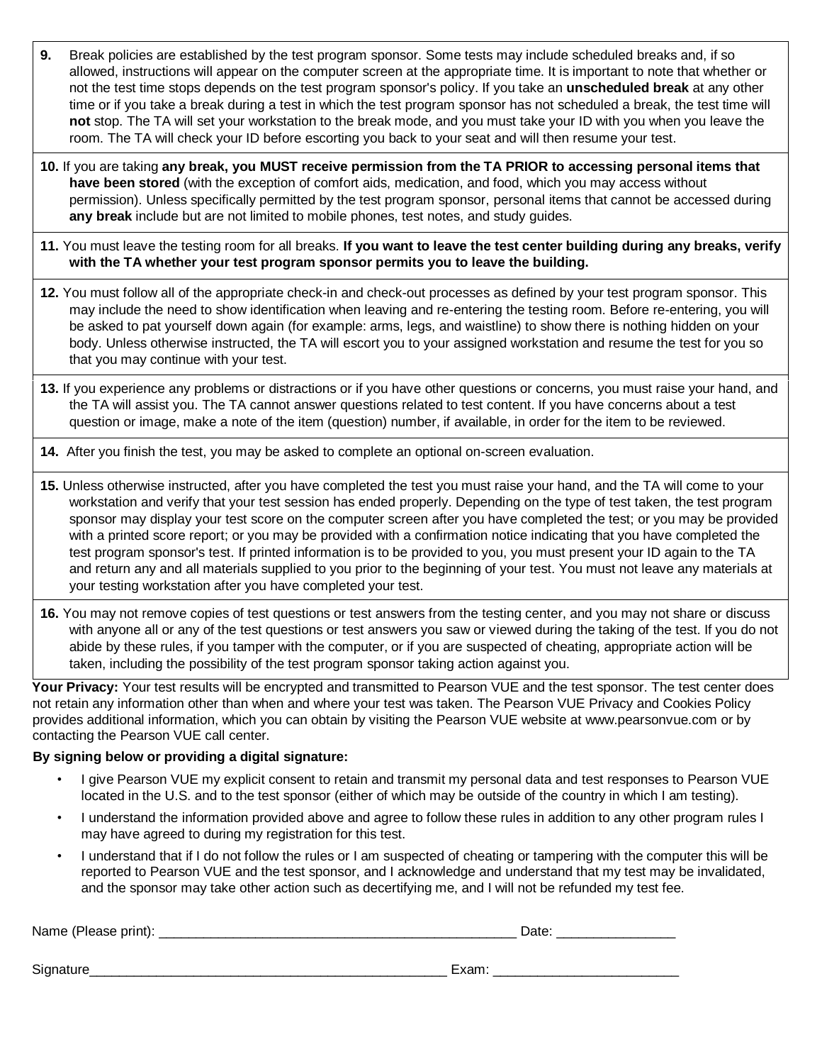9. Break policies are established by the test program sponsor. Some tests may include scheduled breaks and, if so allowed, instructions will appear on the computer screen at the appropriate time. It is important to note that whether or not the test time stops depends on the test program sponsor's policy. If you take an **unscheduled break** at any other time or if you take a break during a test in which the test program sponsor has not scheduled a break, the test time will **not** stop. The TA will set your workstation to the break mode, and you must take your ID with you when you leave the room. The TA will check your ID before escorting you back to your seat and will then resume your test.

10. If you are taking **any break, you MUST receive permission from the TA PRIOR to accessing personal items that have been stored** (with the exception of comfort aids, medication, and food, which you may access without permission). Unless specifically permitted by the test program sponsor, personal items that cannot be accessed during **any break** include but are not limited to mobile phones, test notes, and study guides.

11. You must leave the testing room for all breaks. **If you want to leave the test center building during any breaks, verify with the TA whether your test program sponsor permits you to leave the building.**

12. You must follow all of the appropriate check-in and check-out processes as defined by your test program sponsor. This may include the need to show identification when leaving and re-entering the testing room. Before re-entering, you will be asked to pat yourself down again (for example: arms, legs, and waistline) to show there is nothing hidden on your body. Unless otherwise instructed, the TA will escort you to your assigned workstation and resume the test for you so that you may continue with your test.

13. If you experience any problems or distractions or if you have other questions or concerns, you must raise your hand, and the TA will assist you. The TA cannot answer questions related to test content. If you have concerns about a test question or image, make a note of the item (question) number, if available, in order for the item to be reviewed.

14. After you finish the test, you may be asked to complete an optional on-screen evaluation.

15. Unless otherwise instructed, after you have completed the test you must raise your hand, and the TA will come to your workstation and verify that your test session has ended properly. Depending on the type of test taken, the test program sponsor may display your test score on the computer screen after you have completed the test; or you may be provided with a printed score report; or you may be provided with a confirmation notice indicating that you have completed the test program sponsor's test. If printed information is to be provided to you, you must present your ID again to the TA and return any and all materials supplied to you prior to the beginning of your test. You must not leave any materials at your testing workstation after you have completed your test.

16. You may not remove copies of test questions or test answers from the testing center, and you may not share or discuss with anyone all or any of the test questions or test answers you saw or viewed during the taking of the test. If you do not abide by these rules, if you tamper with the computer, or if you are suspected of cheating, appropriate action will be taken, including the possibility of the test program sponsor taking action against you.

**Your Privacy:** Your test results will be encrypted and transmitted to Pearson VUE and the test sponsor. The test center does not retain any information other than when and where your test was taken. The Pearson VUE Privacy and Cookies Policy provides additional information, which you can obtain by visiting the Pearson VUE website at www.pearsonvue.com or by contacting the Pearson VUE call center.

**By signing below or providing a digital signature:**

- I give Pearson VUE my explicit consent to retain and transmit my personal data and test responses to Pearson VUE located in the U.S. and to the test sponsor (either of which may be outside of the country in which I am testing).
- I understand the information provided above and agree to follow these rules in addition to any other program rules I may have agreed to during my registration for this test.
- I understand that if I do not follow the rules or I am suspected of cheating or tampering with the computer this will be reported to Pearson VUE and the test sponsor, and I acknowledge and understand that my test may be invalidated, and the sponsor may take other action such as decertifying me, and I will not be refunded my test fee.

Name (Please print): ___________________________________________________ Date: ________________

Signature___________________________________________________ Exam: __________________________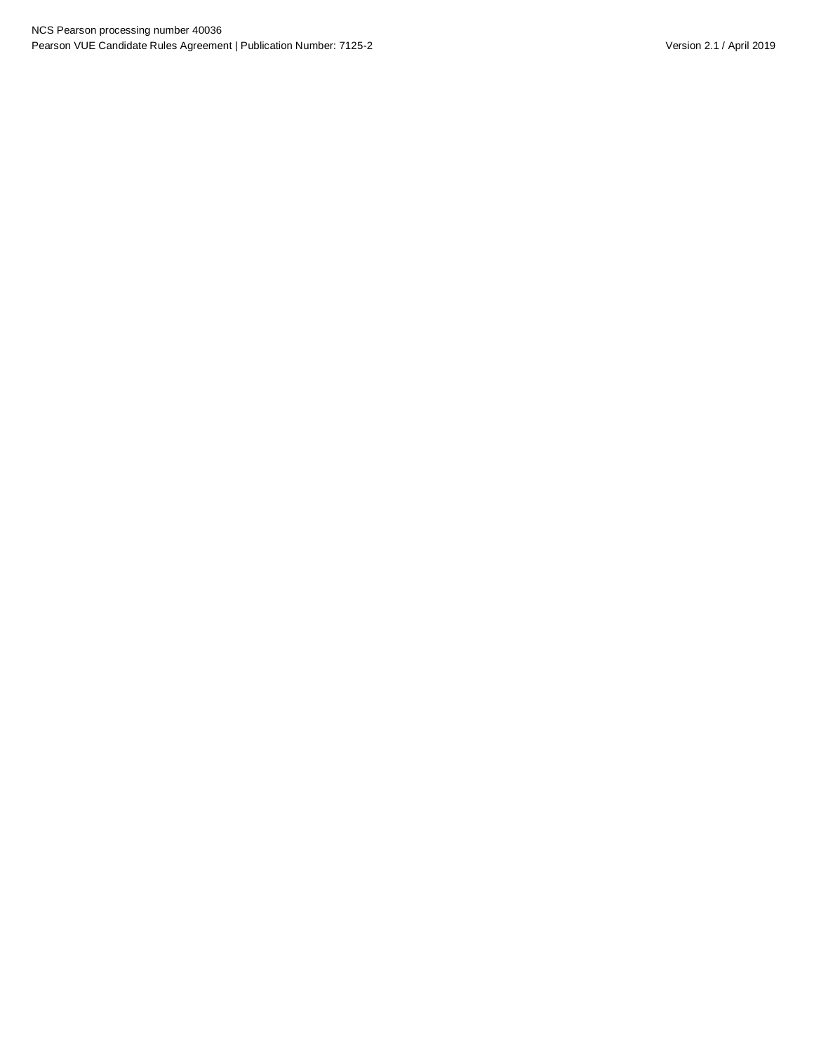NCS Pearson processing number 40036

Pearson VUE Candidate Rules Agreement | Publication Number: 7125-2

Version 2.1 / April 2019